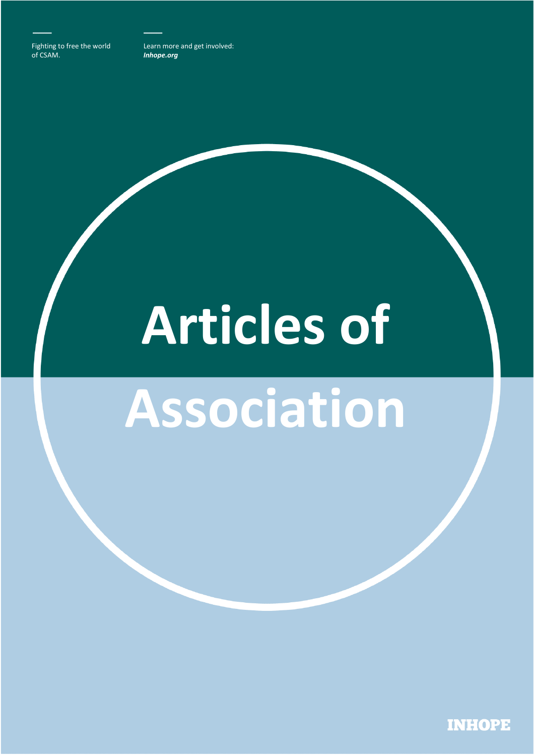Fighting to free the world of CSAM.

Learn more and get involved: ***Inhope.org***

# Articles of Association

INHOPE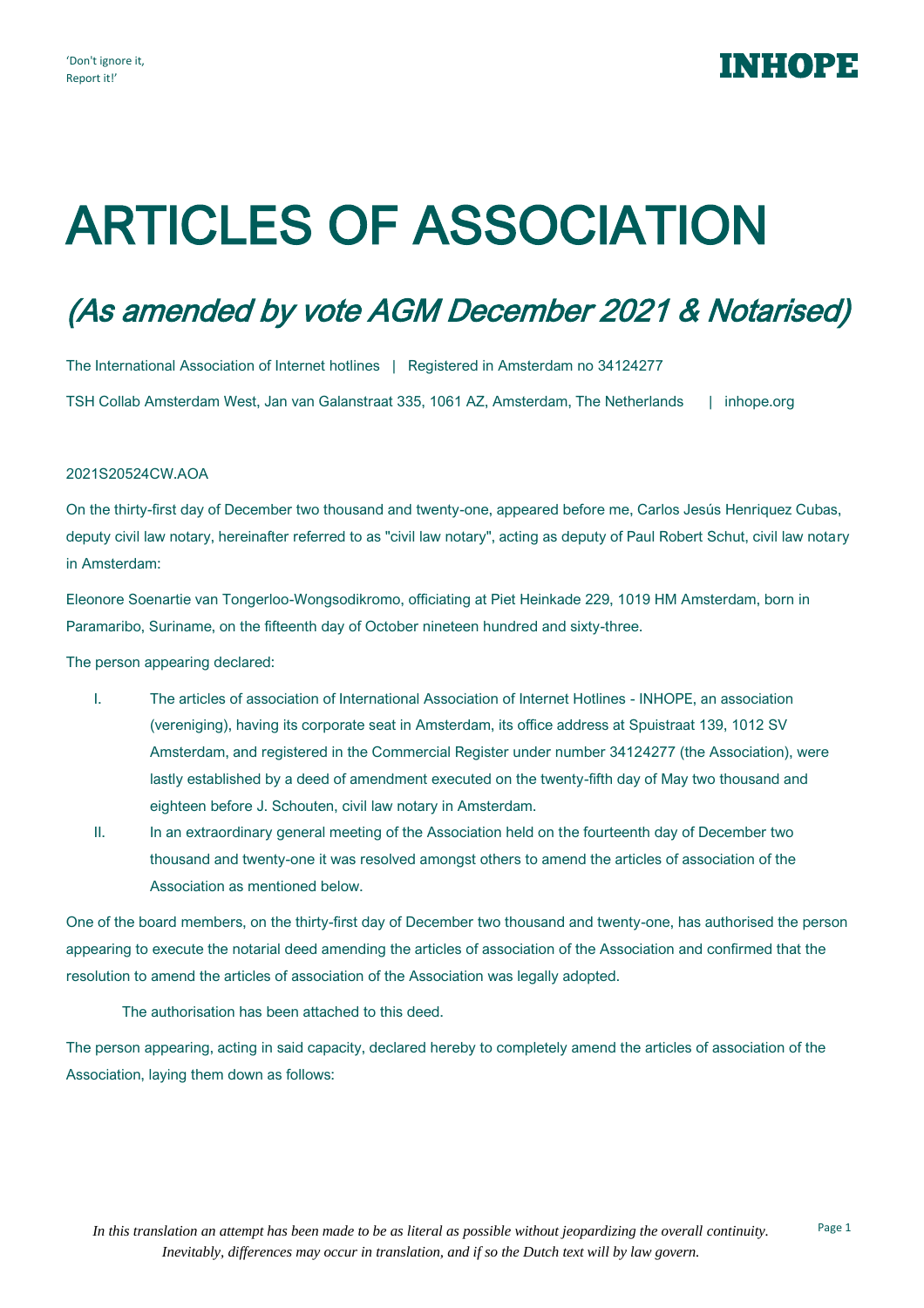'Don't ignore it,
Report it!'

# ARTICLES OF ASSOCIATION

## *(As amended by vote AGM December 2021 & Notarised)*

The International Association of Internet hotlines | Registered in Amsterdam no 34124277

TSH Collab Amsterdam West, Jan van Galanstraat 335, 1061 AZ, Amsterdam, The Netherlands | inhope.org

2021S20524CW.AOA

On the thirty-first day of December two thousand and twenty-one, appeared before me, Carlos Jesús Henriquez Cubas, deputy civil law notary, hereinafter referred to as "civil law notary", acting as deputy of Paul Robert Schut, civil law notary in Amsterdam:

Eleonore Soenartie van Tongerloo-Wongsodikromo, officiating at Piet Heinkade 229, 1019 HM Amsterdam, born in Paramaribo, Suriname, on the fifteenth day of October nineteen hundred and sixty-three.

The person appearing declared:

I. The articles of association of International Association of Internet Hotlines - INHOPE, an association (vereniging), having its corporate seat in Amsterdam, its office address at Spuistraat 139, 1012 SV Amsterdam, and registered in the Commercial Register under number 34124277 (the Association), were lastly established by a deed of amendment executed on the twenty-fifth day of May two thousand and eighteen before J. Schouten, civil law notary in Amsterdam.

II. In an extraordinary general meeting of the Association held on the fourteenth day of December two thousand and twenty-one it was resolved amongst others to amend the articles of association of the Association as mentioned below.

One of the board members, on the thirty-first day of December two thousand and twenty-one, has authorised the person appearing to execute the notarial deed amending the articles of association of the Association and confirmed that the resolution to amend the articles of association of the Association was legally adopted.

The authorisation has been attached to this deed.

The person appearing, acting in said capacity, declared hereby to completely amend the articles of association of the Association, laying them down as follows:

*In this translation an attempt has been made to be as literal as possible without jeopardizing the overall continuity. Inevitably, differences may occur in translation, and if so the Dutch text will by law govern.*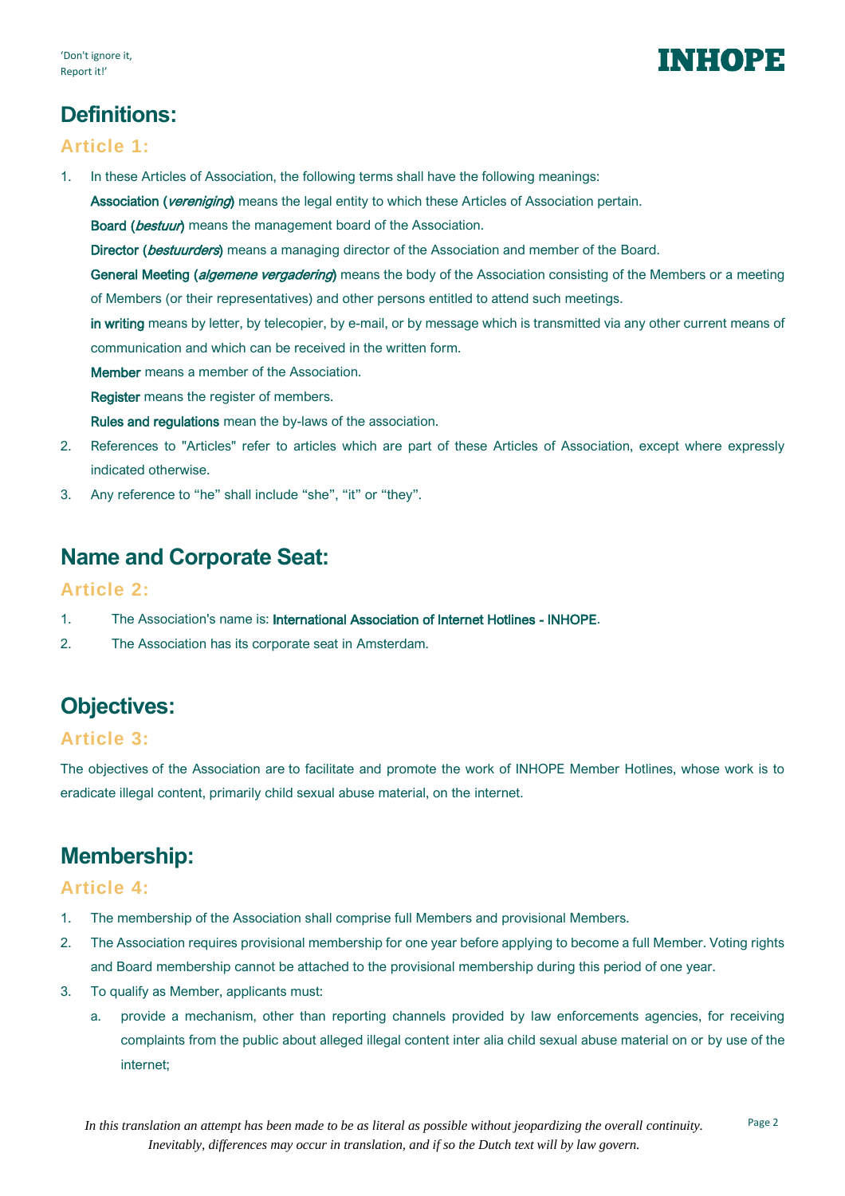# Definitions:

## Article 1:

1. In these Articles of Association, the following terms shall have the following meanings:

   **Association (*vereniging*)** means the legal entity to which these Articles of Association pertain.

   **Board (*bestuur*)** means the management board of the Association.

   **Director (*bestuurders*)** means a managing director of the Association and member of the Board.

   **General Meeting (*algemene vergadering*)** means the body of the Association consisting of the Members or a meeting of Members (or their representatives) and other persons entitled to attend such meetings.

   **in writing** means by letter, by telecopier, by e-mail, or by message which is transmitted via any other current means of communication and which can be received in the written form.

   **Member** means a member of the Association.

   **Register** means the register of members.

   **Rules and regulations** mean the by-laws of the association.

2. References to "Articles" refer to articles which are part of these Articles of Association, except where expressly indicated otherwise.
3. Any reference to "he" shall include "she", "it" or "they".

# Name and Corporate Seat:

## Article 2:

1. The Association's name is: **International Association of Internet Hotlines - INHOPE**.
2. The Association has its corporate seat in Amsterdam.

# Objectives:

## Article 3:

The objectives of the Association are to facilitate and promote the work of INHOPE Member Hotlines, whose work is to eradicate illegal content, primarily child sexual abuse material, on the internet.

# Membership:

## Article 4:

1. The membership of the Association shall comprise full Members and provisional Members.
2. The Association requires provisional membership for one year before applying to become a full Member. Voting rights and Board membership cannot be attached to the provisional membership during this period of one year.
3. To qualify as Member, applicants must:
   a. provide a mechanism, other than reporting channels provided by law enforcements agencies, for receiving complaints from the public about alleged illegal content inter alia child sexual abuse material on or by use of the internet;

*In this translation an attempt has been made to be as literal as possible without jeopardizing the overall continuity. Inevitably, differences may occur in translation, and if so the Dutch text will by law govern.*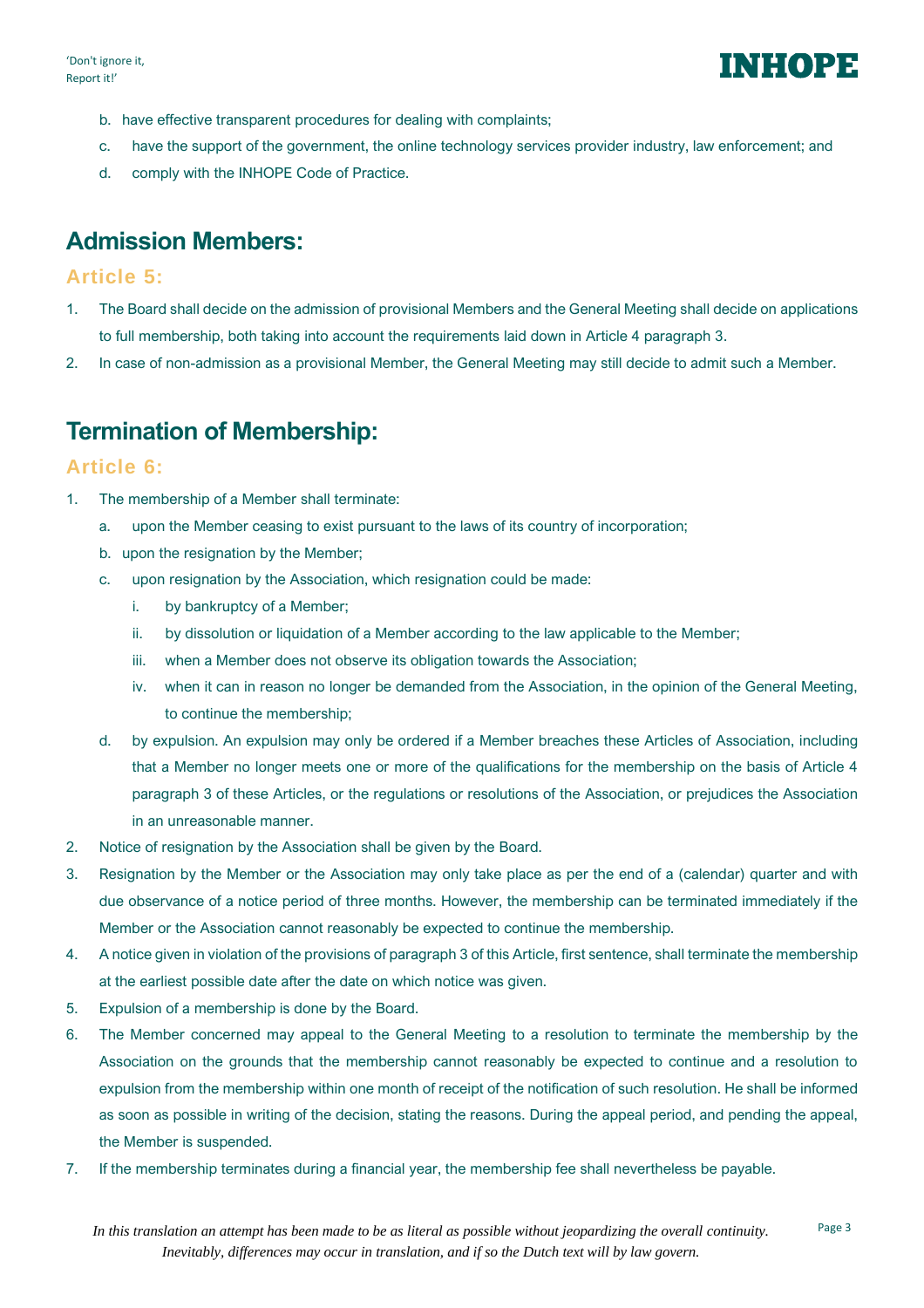b. have effective transparent procedures for dealing with complaints;

c. have the support of the government, the online technology services provider industry, law enforcement; and

d. comply with the INHOPE Code of Practice.

## Admission Members:

### Article 5:

1. The Board shall decide on the admission of provisional Members and the General Meeting shall decide on applications to full membership, both taking into account the requirements laid down in Article 4 paragraph 3.
2. In case of non-admission as a provisional Member, the General Meeting may still decide to admit such a Member.

## Termination of Membership:

### Article 6:

1. The membership of a Member shall terminate:
   a. upon the Member ceasing to exist pursuant to the laws of its country of incorporation;
   b. upon the resignation by the Member;
   c. upon resignation by the Association, which resignation could be made:
      i. by bankruptcy of a Member;
      ii. by dissolution or liquidation of a Member according to the law applicable to the Member;
      iii. when a Member does not observe its obligation towards the Association;
      iv. when it can in reason no longer be demanded from the Association, in the opinion of the General Meeting, to continue the membership;
   d. by expulsion. An expulsion may only be ordered if a Member breaches these Articles of Association, including that a Member no longer meets one or more of the qualifications for the membership on the basis of Article 4 paragraph 3 of these Articles, or the regulations or resolutions of the Association, or prejudices the Association in an unreasonable manner.
2. Notice of resignation by the Association shall be given by the Board.
3. Resignation by the Member or the Association may only take place as per the end of a (calendar) quarter and with due observance of a notice period of three months. However, the membership can be terminated immediately if the Member or the Association cannot reasonably be expected to continue the membership.
4. A notice given in violation of the provisions of paragraph 3 of this Article, first sentence, shall terminate the membership at the earliest possible date after the date on which notice was given.
5. Expulsion of a membership is done by the Board.
6. The Member concerned may appeal to the General Meeting to a resolution to terminate the membership by the Association on the grounds that the membership cannot reasonably be expected to continue and a resolution to expulsion from the membership within one month of receipt of the notification of such resolution. He shall be informed as soon as possible in writing of the decision, stating the reasons. During the appeal period, and pending the appeal, the Member is suspended.
7. If the membership terminates during a financial year, the membership fee shall nevertheless be payable.

*In this translation an attempt has been made to be as literal as possible without jeopardizing the overall continuity. Inevitably, differences may occur in translation, and if so the Dutch text will by law govern.*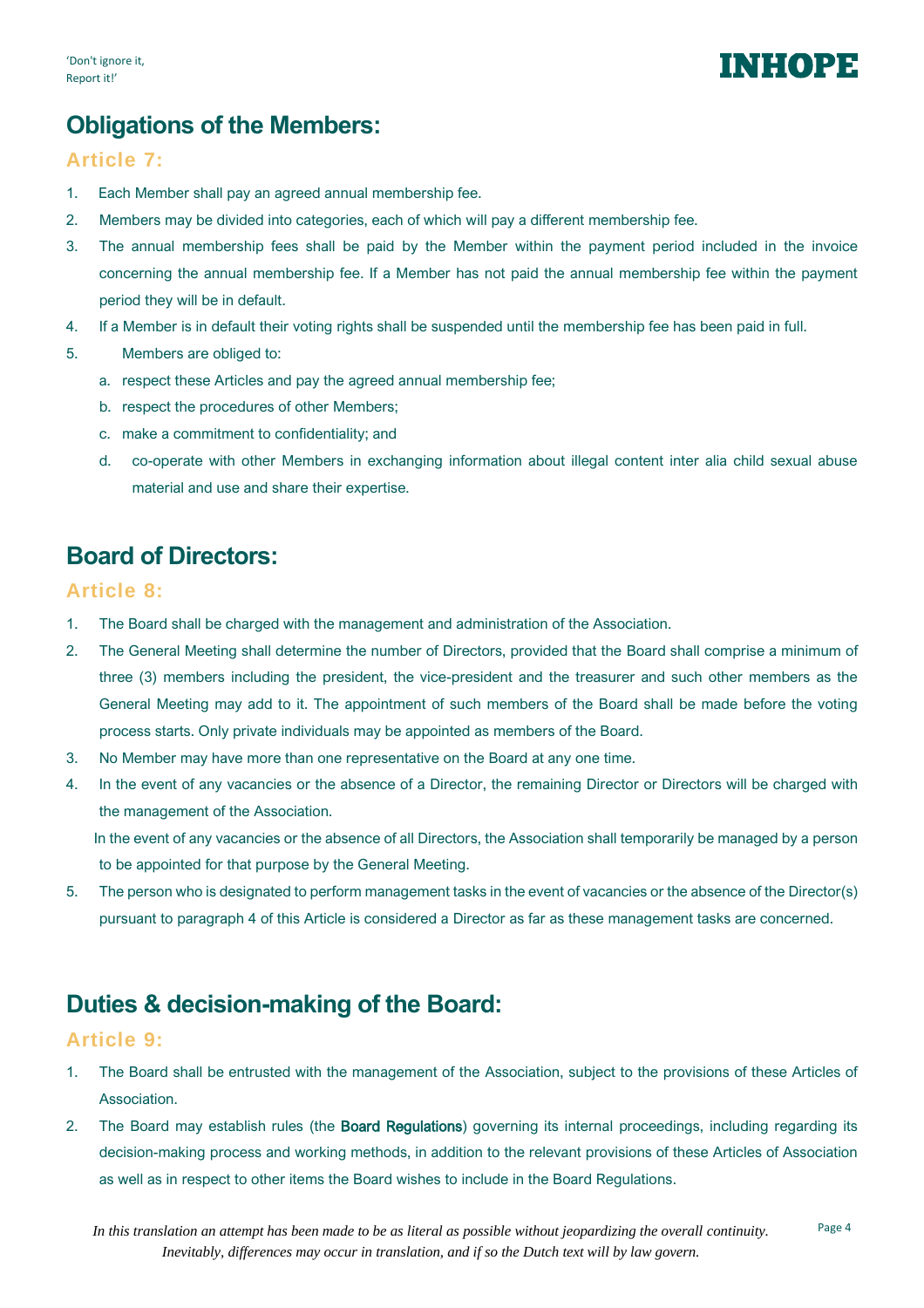## Obligations of the Members:

### Article 7:

1. Each Member shall pay an agreed annual membership fee.
2. Members may be divided into categories, each of which will pay a different membership fee.
3. The annual membership fees shall be paid by the Member within the payment period included in the invoice concerning the annual membership fee. If a Member has not paid the annual membership fee within the payment period they will be in default.
4. If a Member is in default their voting rights shall be suspended until the membership fee has been paid in full.
5. Members are obliged to:
   a. respect these Articles and pay the agreed annual membership fee;
   b. respect the procedures of other Members;
   c. make a commitment to confidentiality; and
   d. co-operate with other Members in exchanging information about illegal content inter alia child sexual abuse material and use and share their expertise.

## Board of Directors:

### Article 8:

1. The Board shall be charged with the management and administration of the Association.
2. The General Meeting shall determine the number of Directors, provided that the Board shall comprise a minimum of three (3) members including the president, the vice-president and the treasurer and such other members as the General Meeting may add to it. The appointment of such members of the Board shall be made before the voting process starts. Only private individuals may be appointed as members of the Board.
3. No Member may have more than one representative on the Board at any one time.
4. In the event of any vacancies or the absence of a Director, the remaining Director or Directors will be charged with the management of the Association.

   In the event of any vacancies or the absence of all Directors, the Association shall temporarily be managed by a person to be appointed for that purpose by the General Meeting.
5. The person who is designated to perform management tasks in the event of vacancies or the absence of the Director(s) pursuant to paragraph 4 of this Article is considered a Director as far as these management tasks are concerned.

## Duties & decision-making of the Board:

### Article 9:

1. The Board shall be entrusted with the management of the Association, subject to the provisions of these Articles of Association.
2. The Board may establish rules (the **Board Regulations**) governing its internal proceedings, including regarding its decision-making process and working methods, in addition to the relevant provisions of these Articles of Association as well as in respect to other items the Board wishes to include in the Board Regulations.

*In this translation an attempt has been made to be as literal as possible without jeopardizing the overall continuity. Inevitably, differences may occur in translation, and if so the Dutch text will by law govern.*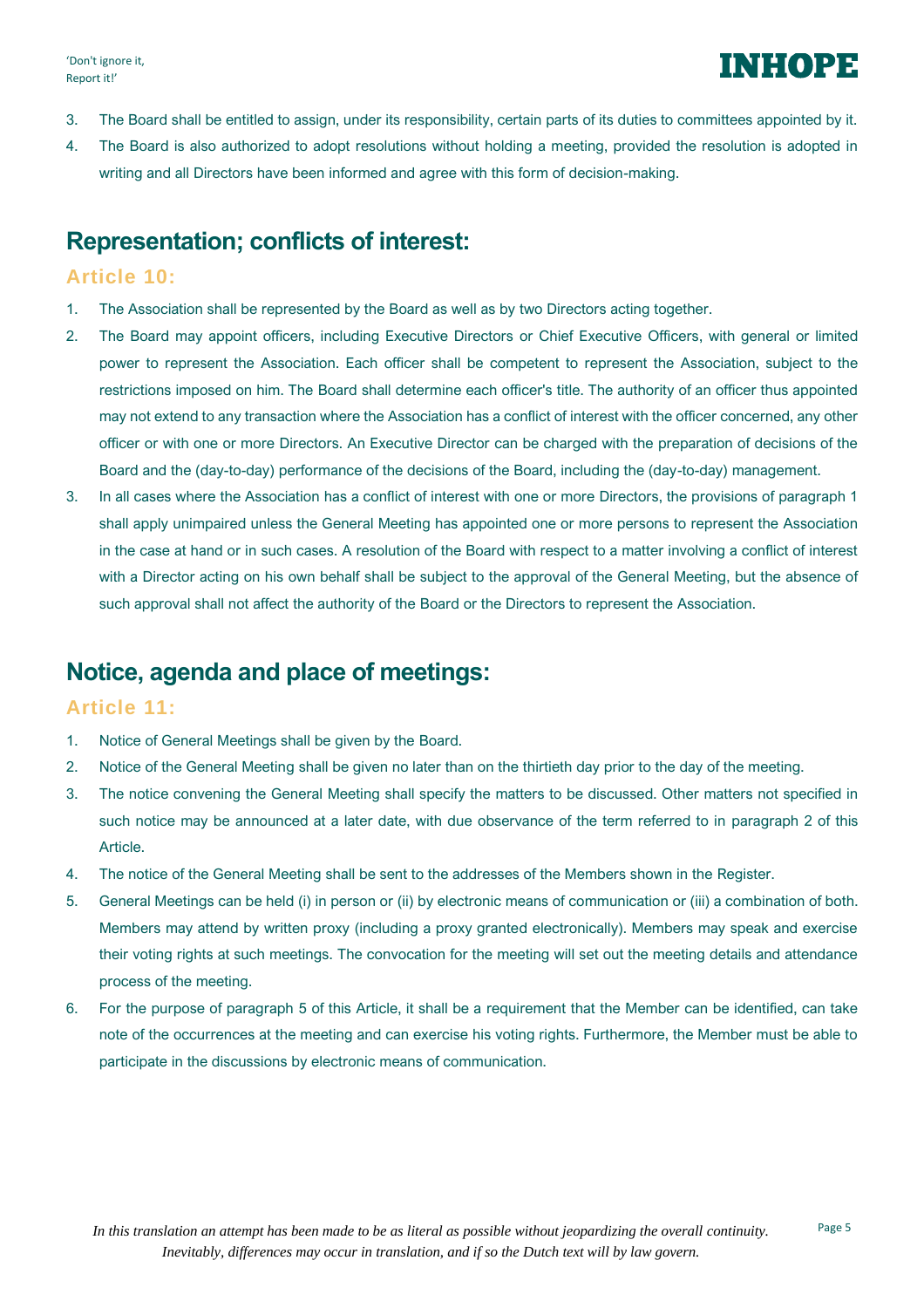3. The Board shall be entitled to assign, under its responsibility, certain parts of its duties to committees appointed by it.
4. The Board is also authorized to adopt resolutions without holding a meeting, provided the resolution is adopted in writing and all Directors have been informed and agree with this form of decision-making.

## Representation; conflicts of interest:

### Article 10:

1. The Association shall be represented by the Board as well as by two Directors acting together.
2. The Board may appoint officers, including Executive Directors or Chief Executive Officers, with general or limited power to represent the Association. Each officer shall be competent to represent the Association, subject to the restrictions imposed on him. The Board shall determine each officer's title. The authority of an officer thus appointed may not extend to any transaction where the Association has a conflict of interest with the officer concerned, any other officer or with one or more Directors. An Executive Director can be charged with the preparation of decisions of the Board and the (day-to-day) performance of the decisions of the Board, including the (day-to-day) management.
3. In all cases where the Association has a conflict of interest with one or more Directors, the provisions of paragraph 1 shall apply unimpaired unless the General Meeting has appointed one or more persons to represent the Association in the case at hand or in such cases. A resolution of the Board with respect to a matter involving a conflict of interest with a Director acting on his own behalf shall be subject to the approval of the General Meeting, but the absence of such approval shall not affect the authority of the Board or the Directors to represent the Association.

## Notice, agenda and place of meetings:

### Article 11:

1. Notice of General Meetings shall be given by the Board.
2. Notice of the General Meeting shall be given no later than on the thirtieth day prior to the day of the meeting.
3. The notice convening the General Meeting shall specify the matters to be discussed. Other matters not specified in such notice may be announced at a later date, with due observance of the term referred to in paragraph 2 of this Article.
4. The notice of the General Meeting shall be sent to the addresses of the Members shown in the Register.
5. General Meetings can be held (i) in person or (ii) by electronic means of communication or (iii) a combination of both. Members may attend by written proxy (including a proxy granted electronically). Members may speak and exercise their voting rights at such meetings. The convocation for the meeting will set out the meeting details and attendance process of the meeting.
6. For the purpose of paragraph 5 of this Article, it shall be a requirement that the Member can be identified, can take note of the occurrences at the meeting and can exercise his voting rights. Furthermore, the Member must be able to participate in the discussions by electronic means of communication.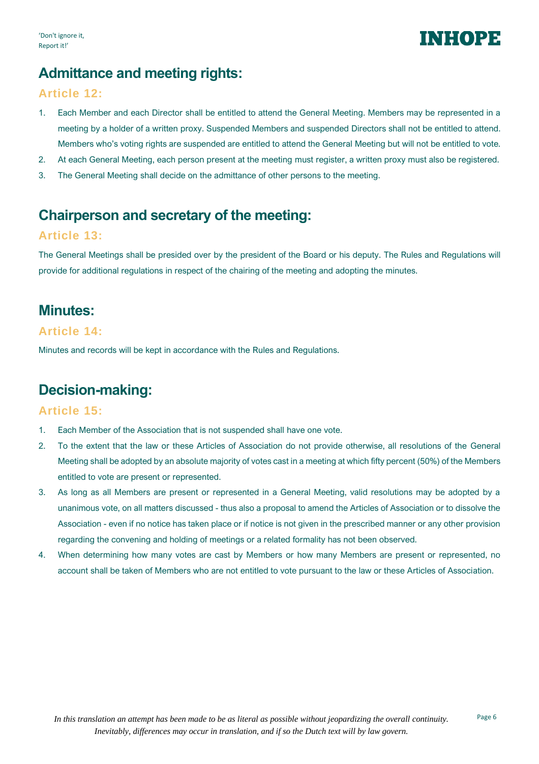## Admittance and meeting rights:

### Article 12:

1. Each Member and each Director shall be entitled to attend the General Meeting. Members may be represented in a meeting by a holder of a written proxy. Suspended Members and suspended Directors shall not be entitled to attend. Members who's voting rights are suspended are entitled to attend the General Meeting but will not be entitled to vote.
2. At each General Meeting, each person present at the meeting must register, a written proxy must also be registered.
3. The General Meeting shall decide on the admittance of other persons to the meeting.

## Chairperson and secretary of the meeting:

### Article 13:

The General Meetings shall be presided over by the president of the Board or his deputy. The Rules and Regulations will provide for additional regulations in respect of the chairing of the meeting and adopting the minutes.

## Minutes:

### Article 14:

Minutes and records will be kept in accordance with the Rules and Regulations.

## Decision-making:

### Article 15:

1. Each Member of the Association that is not suspended shall have one vote.
2. To the extent that the law or these Articles of Association do not provide otherwise, all resolutions of the General Meeting shall be adopted by an absolute majority of votes cast in a meeting at which fifty percent (50%) of the Members entitled to vote are present or represented.
3. As long as all Members are present or represented in a General Meeting, valid resolutions may be adopted by a unanimous vote, on all matters discussed - thus also a proposal to amend the Articles of Association or to dissolve the Association - even if no notice has taken place or if notice is not given in the prescribed manner or any other provision regarding the convening and holding of meetings or a related formality has not been observed.
4. When determining how many votes are cast by Members or how many Members are present or represented, no account shall be taken of Members who are not entitled to vote pursuant to the law or these Articles of Association.

*In this translation an attempt has been made to be as literal as possible without jeopardizing the overall continuity. Inevitably, differences may occur in translation, and if so the Dutch text will by law govern.*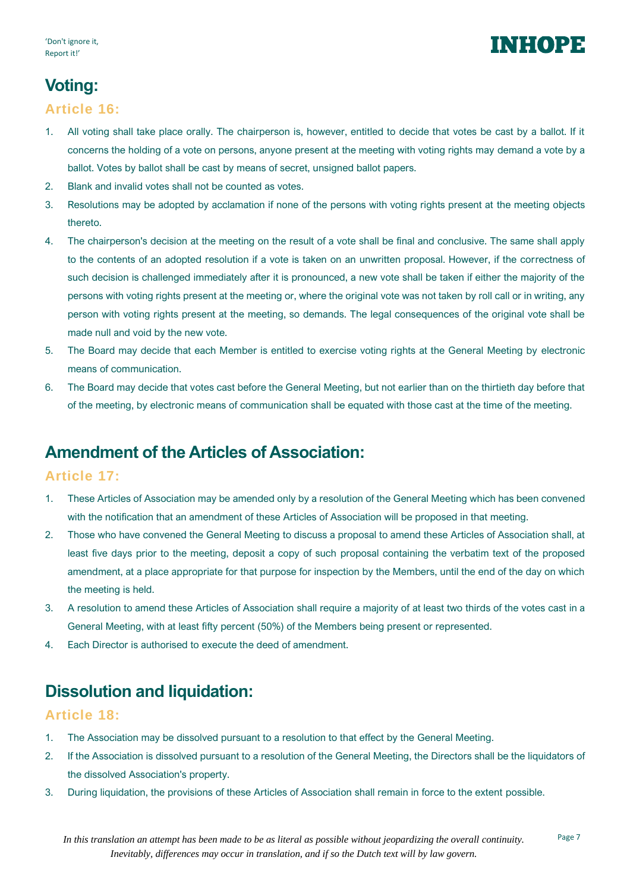## Voting:

### Article 16:

1. All voting shall take place orally. The chairperson is, however, entitled to decide that votes be cast by a ballot. If it concerns the holding of a vote on persons, anyone present at the meeting with voting rights may demand a vote by a ballot. Votes by ballot shall be cast by means of secret, unsigned ballot papers.
2. Blank and invalid votes shall not be counted as votes.
3. Resolutions may be adopted by acclamation if none of the persons with voting rights present at the meeting objects thereto.
4. The chairperson's decision at the meeting on the result of a vote shall be final and conclusive. The same shall apply to the contents of an adopted resolution if a vote is taken on an unwritten proposal. However, if the correctness of such decision is challenged immediately after it is pronounced, a new vote shall be taken if either the majority of the persons with voting rights present at the meeting or, where the original vote was not taken by roll call or in writing, any person with voting rights present at the meeting, so demands. The legal consequences of the original vote shall be made null and void by the new vote.
5. The Board may decide that each Member is entitled to exercise voting rights at the General Meeting by electronic means of communication.
6. The Board may decide that votes cast before the General Meeting, but not earlier than on the thirtieth day before that of the meeting, by electronic means of communication shall be equated with those cast at the time of the meeting.

## Amendment of the Articles of Association:

### Article 17:

1. These Articles of Association may be amended only by a resolution of the General Meeting which has been convened with the notification that an amendment of these Articles of Association will be proposed in that meeting.
2. Those who have convened the General Meeting to discuss a proposal to amend these Articles of Association shall, at least five days prior to the meeting, deposit a copy of such proposal containing the verbatim text of the proposed amendment, at a place appropriate for that purpose for inspection by the Members, until the end of the day on which the meeting is held.
3. A resolution to amend these Articles of Association shall require a majority of at least two thirds of the votes cast in a General Meeting, with at least fifty percent (50%) of the Members being present or represented.
4. Each Director is authorised to execute the deed of amendment.

## Dissolution and liquidation:

### Article 18:

1. The Association may be dissolved pursuant to a resolution to that effect by the General Meeting.
2. If the Association is dissolved pursuant to a resolution of the General Meeting, the Directors shall be the liquidators of the dissolved Association's property.
3. During liquidation, the provisions of these Articles of Association shall remain in force to the extent possible.

*In this translation an attempt has been made to be as literal as possible without jeopardizing the overall continuity. Inevitably, differences may occur in translation, and if so the Dutch text will by law govern.*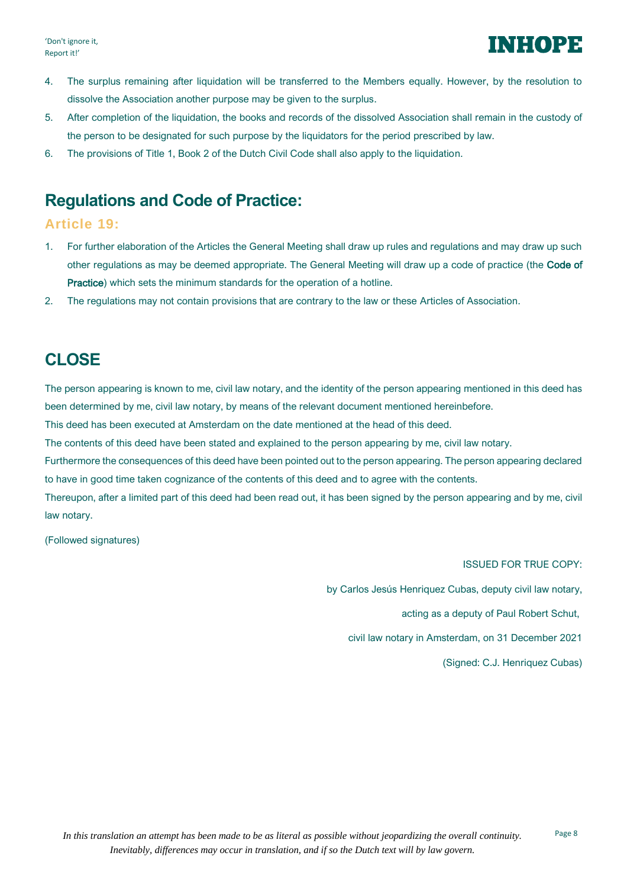4. The surplus remaining after liquidation will be transferred to the Members equally. However, by the resolution to dissolve the Association another purpose may be given to the surplus.
5. After completion of the liquidation, the books and records of the dissolved Association shall remain in the custody of the person to be designated for such purpose by the liquidators for the period prescribed by law.
6. The provisions of Title 1, Book 2 of the Dutch Civil Code shall also apply to the liquidation.

## Regulations and Code of Practice:

### Article 19:

1. For further elaboration of the Articles the General Meeting shall draw up rules and regulations and may draw up such other regulations as may be deemed appropriate. The General Meeting will draw up a code of practice (the **Code of Practice**) which sets the minimum standards for the operation of a hotline.
2. The regulations may not contain provisions that are contrary to the law or these Articles of Association.

## CLOSE

The person appearing is known to me, civil law notary, and the identity of the person appearing mentioned in this deed has been determined by me, civil law notary, by means of the relevant document mentioned hereinbefore.

This deed has been executed at Amsterdam on the date mentioned at the head of this deed.

The contents of this deed have been stated and explained to the person appearing by me, civil law notary.

Furthermore the consequences of this deed have been pointed out to the person appearing. The person appearing declared to have in good time taken cognizance of the contents of this deed and to agree with the contents.

Thereupon, after a limited part of this deed had been read out, it has been signed by the person appearing and by me, civil law notary.

(Followed signatures)

ISSUED FOR TRUE COPY:

by Carlos Jesús Henriquez Cubas, deputy civil law notary,

acting as a deputy of Paul Robert Schut,

civil law notary in Amsterdam, on 31 December 2021

(Signed: C.J. Henriquez Cubas)

*In this translation an attempt has been made to be as literal as possible without jeopardizing the overall continuity. Inevitably, differences may occur in translation, and if so the Dutch text will by law govern.*